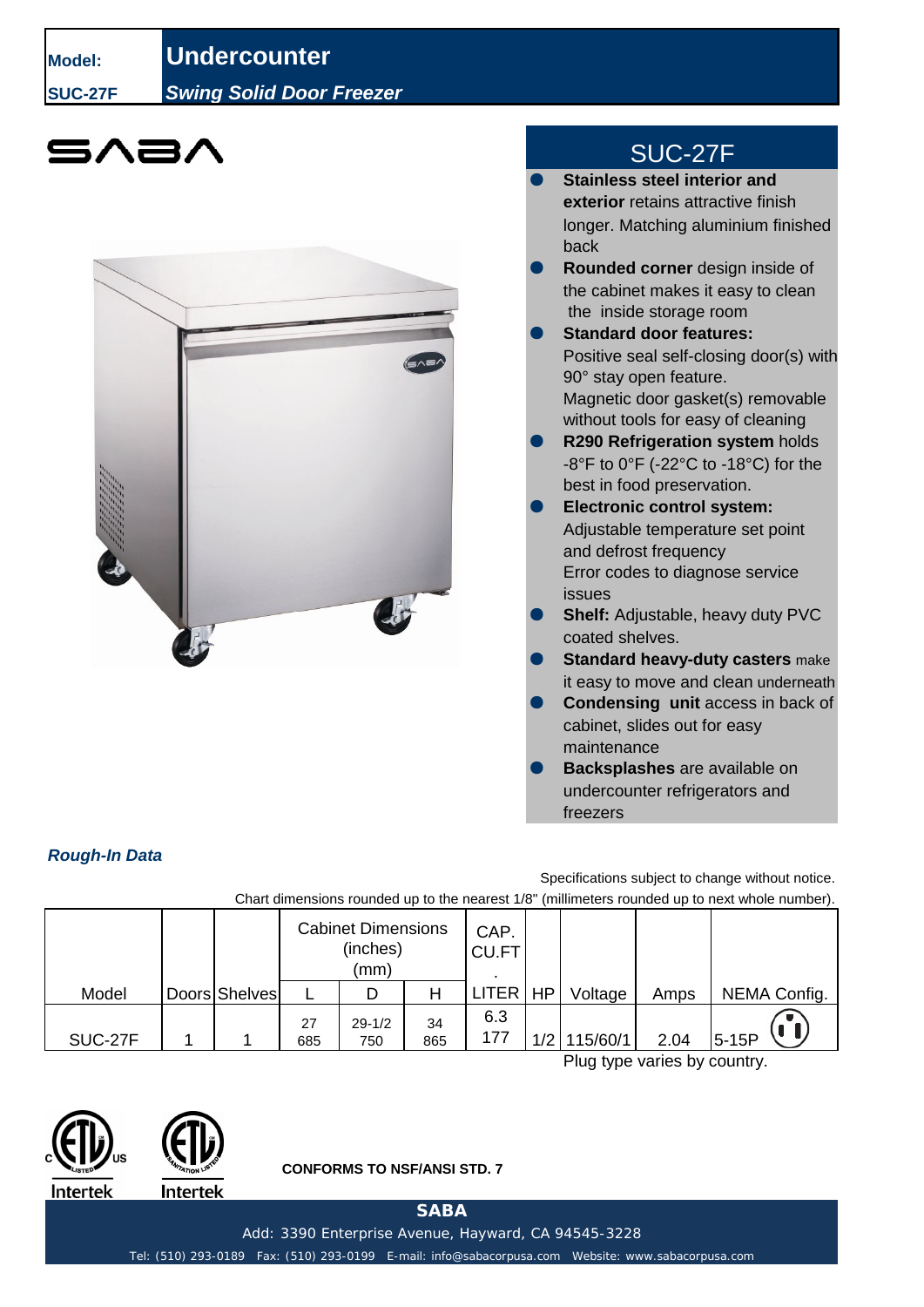**Model:** **SUC-27F**

# Undercounter

***Swing Solid Door Freezer***

SABA

## SUC-27F

- **Stainless steel interior and exterior** retains attractive finish longer. Matching aluminium finished back
- **Rounded corner** design inside of the cabinet makes it easy to clean the inside storage room
- **Standard door features:** Positive seal self-closing door(s) with 90° stay open feature. Magnetic door gasket(s) removable without tools for easy of cleaning
- **R290 Refrigeration system** holds -8°F to 0°F (-22°C to -18°C) for the best in food preservation.
- **Electronic control system:** Adjustable temperature set point and defrost frequency Error codes to diagnose service issues
- **Shelf:** Adjustable, heavy duty PVC coated shelves.
- **Standard heavy-duty casters** make it easy to move and clean underneath
- **Condensing unit** access in back of cabinet, slides out for easy maintenance
- **Backsplashes** are available on undercounter refrigerators and freezers

***Rough-In Data***

Specifications subject to change without notice.

Chart dimensions rounded up to the nearest 1/8" (millimeters rounded up to next whole number).

| | | | Cabinet Dimensions (inches) (mm) | | | CAP. CU.FT. | | | | |
|---|---|---|---|---|---|---|---|---|---|---|
| Model | Doors | Shelves | L | D | H | LITER | HP | Voltage | Amps | NEMA Config. |
| SUC-27F | 1 | 1 | 27<br>685 | 29-1/2<br>750 | 34<br>865 | 6.3<br>177 | 1/2 | 115/60/1 | 2.04 | 5-15P |

Plug type varies by country.

Intertek Intertek

**CONFORMS TO NSF/ANSI STD. 7**

**SABA**

Add: 3390 Enterprise Avenue, Hayward, CA 94545-3228

Tel: (510) 293-0189 Fax: (510) 293-0199 E-mail: info@sabacorpusa.com Website: www.sabacorpusa.com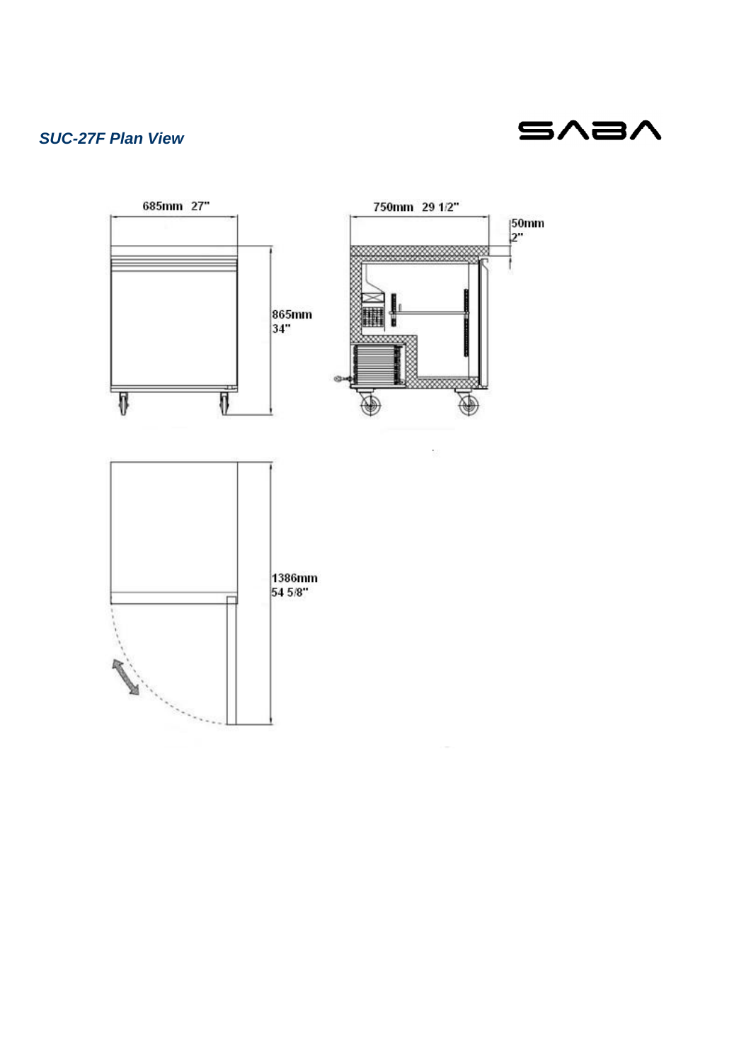## *SUC-27F Plan View*

SABA

685mm 27"

865mm
34"

750mm 29 1/2"

50mm
2"

1386mm
54 5/8"